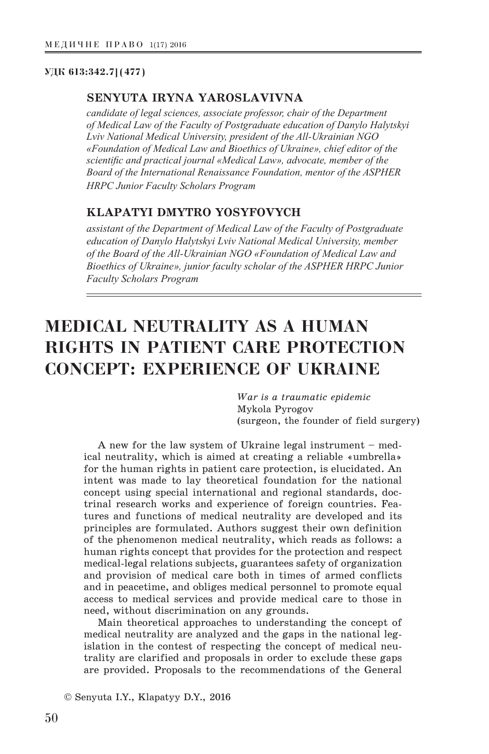**УДК 613:342.7](477)**

**SENYUTA IRYNA YAROSLAVIVNA**

*candidate of legal sciences, associate professor, chair of the Department of Medical Law of the Faculty of Postgraduate education of Danylo Halytskyi Lviv National Medical University, president of the All-Ukrainian NGO «Foundation of Medical Law and Bioethics of Ukraine», chief editor of the scientific and practical journal «Medical Law», advocate, member of the Board of the International Renaissance Foundation, mentor of the ASPHER HRPC Junior Faculty Scholars Program*

**KLAPATYI DMYTRO YOSYFOVYCH**

*assistant of the Department of Medical Law of the Faculty of Postgraduate education of Danylo Halytskyi Lviv National Medical University, member of the Board of the All-Ukrainian NGO «Foundation of Medical Law and Bioethics of Ukraine», junior faculty scholar of the ASPHER HRPC Junior Faculty Scholars Program*

# MEDICAL NEUTRALITY AS A HUMAN RIGHTS IN PATIENT CARE PROTECTION CONCEPT: EXPERIENCE OF UKRAINE

*War is a traumatic epidemic*
Mykola Pyrogov
(surgeon, the founder of field surgery)

A new for the law system of Ukraine legal instrument – medical neutrality, which is aimed at creating a reliable «umbrella» for the human rights in patient care protection, is elucidated. An intent was made to lay theoretical foundation for the national concept using special international and regional standards, doctrinal research works and experience of foreign countries. Features and functions of medical neutrality are developed and its principles are formulated. Authors suggest their own definition of the phenomenon medical neutrality, which reads as follows: a human rights concept that provides for the protection and respect medical-legal relations subjects, guarantees safety of organization and provision of medical care both in times of armed conflicts and in peacetime, and obliges medical personnel to promote equal access to medical services and provide medical care to those in need, without discrimination on any grounds.

Main theoretical approaches to understanding the concept of medical neutrality are analyzed and the gaps in the national legislation in the contest of respecting the concept of medical neutrality are clarified and proposals in order to exclude these gaps are provided. Proposals to the recommendations of the General

© Senyuta I.Y., Klapatyy D.Y., 2016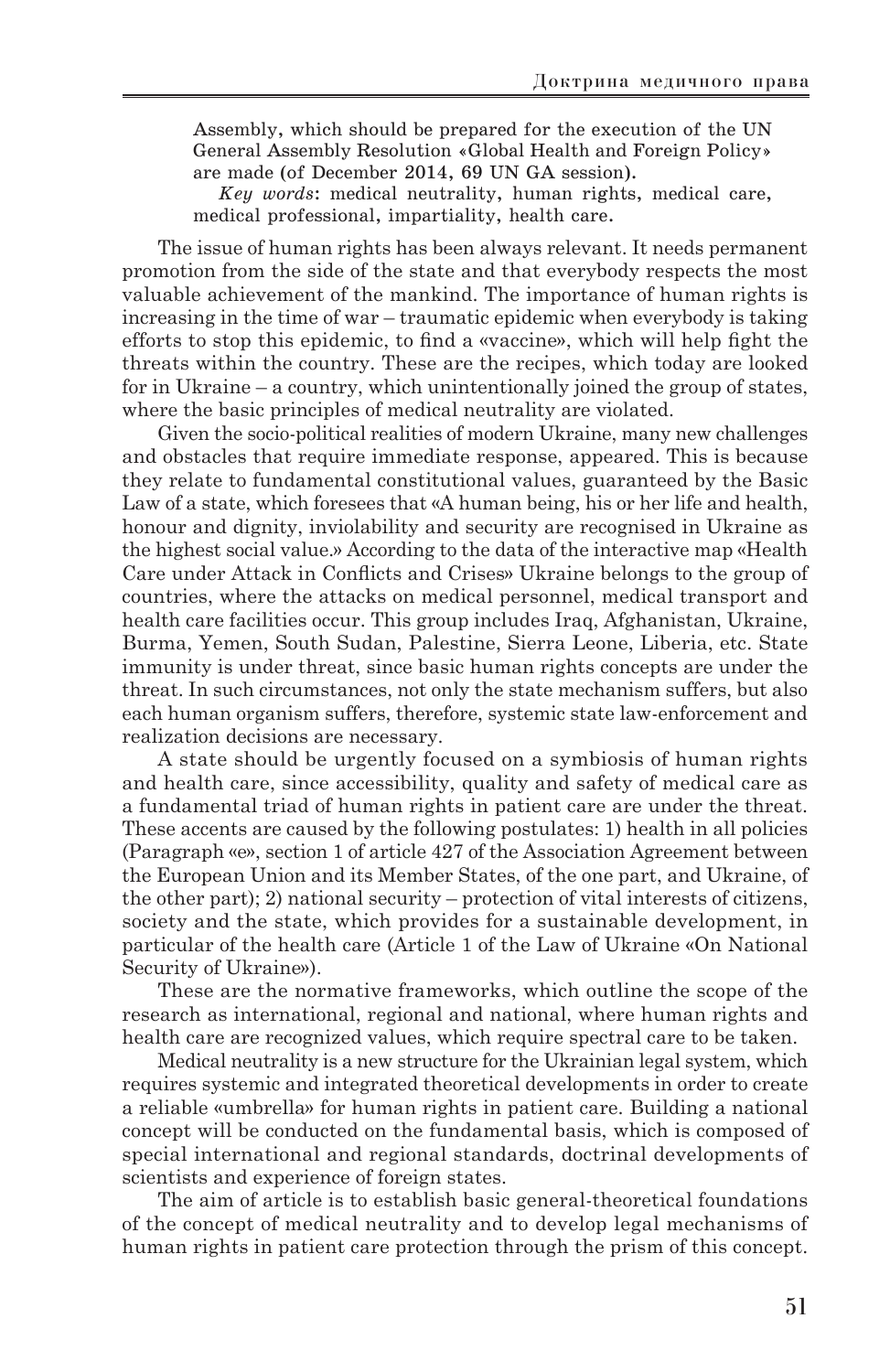Assembly, which should be prepared for the execution of the UN General Assembly Resolution «Global Health and Foreign Policy» are made (of December 2014, 69 UN GA session).

*Key words*: medical neutrality, human rights, medical care, medical professional, impartiality, health care.

The issue of human rights has been always relevant. It needs permanent promotion from the side of the state and that everybody respects the most valuable achievement of the mankind. The importance of human rights is increasing in the time of war – traumatic epidemic when everybody is taking efforts to stop this epidemic, to find a «vaccine», which will help fight the threats within the country. These are the recipes, which today are looked for in Ukraine – a country, which unintentionally joined the group of states, where the basic principles of medical neutrality are violated.

Given the socio-political realities of modern Ukraine, many new challenges and obstacles that require immediate response, appeared. This is because they relate to fundamental constitutional values, guaranteed by the Basic Law of a state, which foresees that «A human being, his or her life and health, honour and dignity, inviolability and security are recognised in Ukraine as the highest social value.» According to the data of the interactive map «Health Care under Attack in Conflicts and Crises» Ukraine belongs to the group of countries, where the attacks on medical personnel, medical transport and health care facilities occur. This group includes Iraq, Afghanistan, Ukraine, Burma, Yemen, South Sudan, Palestine, Sierra Leone, Liberia, etc. State immunity is under threat, since basic human rights concepts are under the threat. In such circumstances, not only the state mechanism suffers, but also each human organism suffers, therefore, systemic state law-enforcement and realization decisions are necessary.

A state should be urgently focused on a symbiosis of human rights and health care, since accessibility, quality and safety of medical care as a fundamental triad of human rights in patient care are under the threat. These accents are caused by the following postulates: 1) health in all policies (Paragraph «e», section 1 of article 427 of the Association Agreement between the European Union and its Member States, of the one part, and Ukraine, of the other part); 2) national security – protection of vital interests of citizens, society and the state, which provides for a sustainable development, in particular of the health care (Article 1 of the Law of Ukraine «On National Security of Ukraine»).

These are the normative frameworks, which outline the scope of the research as international, regional and national, where human rights and health care are recognized values, which require spectral care to be taken.

Medical neutrality is a new structure for the Ukrainian legal system, which requires systemic and integrated theoretical developments in order to create a reliable «umbrella» for human rights in patient care. Building a national concept will be conducted on the fundamental basis, which is composed of special international and regional standards, doctrinal developments of scientists and experience of foreign states.

The aim of article is to establish basic general-theoretical foundations of the concept of medical neutrality and to develop legal mechanisms of human rights in patient care protection through the prism of this concept.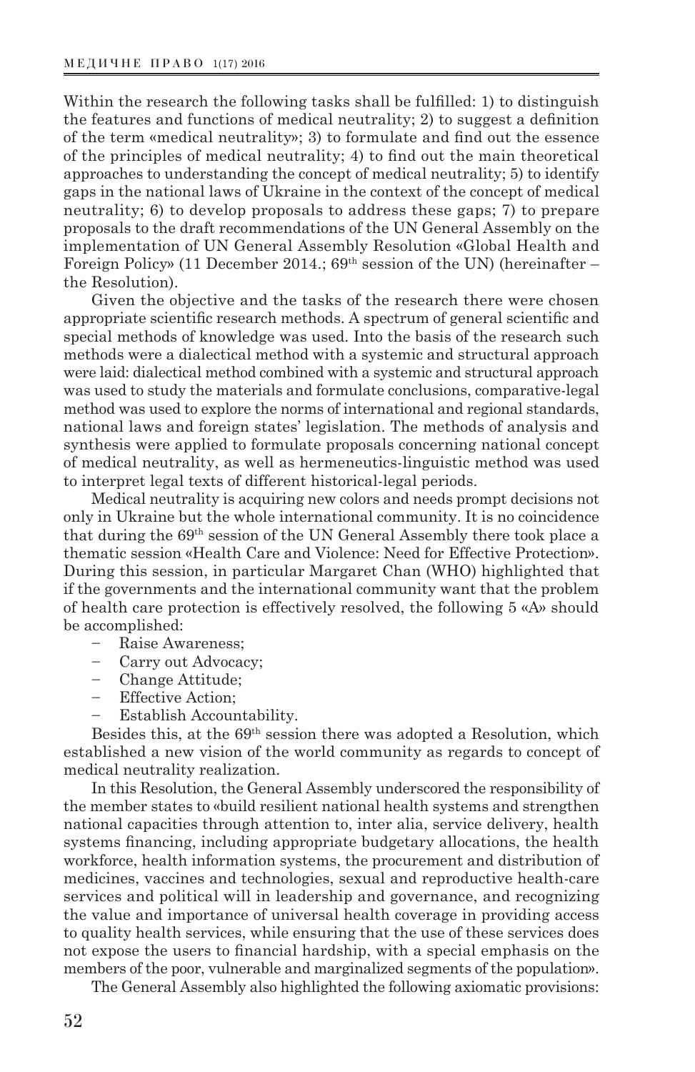Within the research the following tasks shall be fulfilled: 1) to distinguish the features and functions of medical neutrality; 2) to suggest a definition of the term «medical neutrality»; 3) to formulate and find out the essence of the principles of medical neutrality; 4) to find out the main theoretical approaches to understanding the concept of medical neutrality; 5) to identify gaps in the national laws of Ukraine in the context of the concept of medical neutrality; 6) to develop proposals to address these gaps; 7) to prepare proposals to the draft recommendations of the UN General Assembly on the implementation of UN General Assembly Resolution «Global Health and Foreign Policy» (11 December 2014.; 69th session of the UN) (hereinafter – the Resolution).

Given the objective and the tasks of the research there were chosen appropriate scientific research methods. A spectrum of general scientific and special methods of knowledge was used. Into the basis of the research such methods were a dialectical method with a systemic and structural approach were laid: dialectical method combined with a systemic and structural approach was used to study the materials and formulate conclusions, comparative-legal method was used to explore the norms of international and regional standards, national laws and foreign states' legislation. The methods of analysis and synthesis were applied to formulate proposals concerning national concept of medical neutrality, as well as hermeneutics-linguistic method was used to interpret legal texts of different historical-legal periods.

Medical neutrality is acquiring new colors and needs prompt decisions not only in Ukraine but the whole international community. It is no coincidence that during the 69th session of the UN General Assembly there took place a thematic session «Health Care and Violence: Need for Effective Protection». During this session, in particular Margaret Chan (WHO) highlighted that if the governments and the international community want that the problem of health care protection is effectively resolved, the following 5 «A» should be accomplished:

- Raise Awareness;
- Carry out Advocacy;
- Change Attitude;
- Effective Action;
- Establish Accountability.

Besides this, at the 69th session there was adopted a Resolution, which established a new vision of the world community as regards to concept of medical neutrality realization.

In this Resolution, the General Assembly underscored the responsibility of the member states to «build resilient national health systems and strengthen national capacities through attention to, inter alia, service delivery, health systems financing, including appropriate budgetary allocations, the health workforce, health information systems, the procurement and distribution of medicines, vaccines and technologies, sexual and reproductive health-care services and political will in leadership and governance, and recognizing the value and importance of universal health coverage in providing access to quality health services, while ensuring that the use of these services does not expose the users to financial hardship, with a special emphasis on the members of the poor, vulnerable and marginalized segments of the population».

The General Assembly also highlighted the following axiomatic provisions: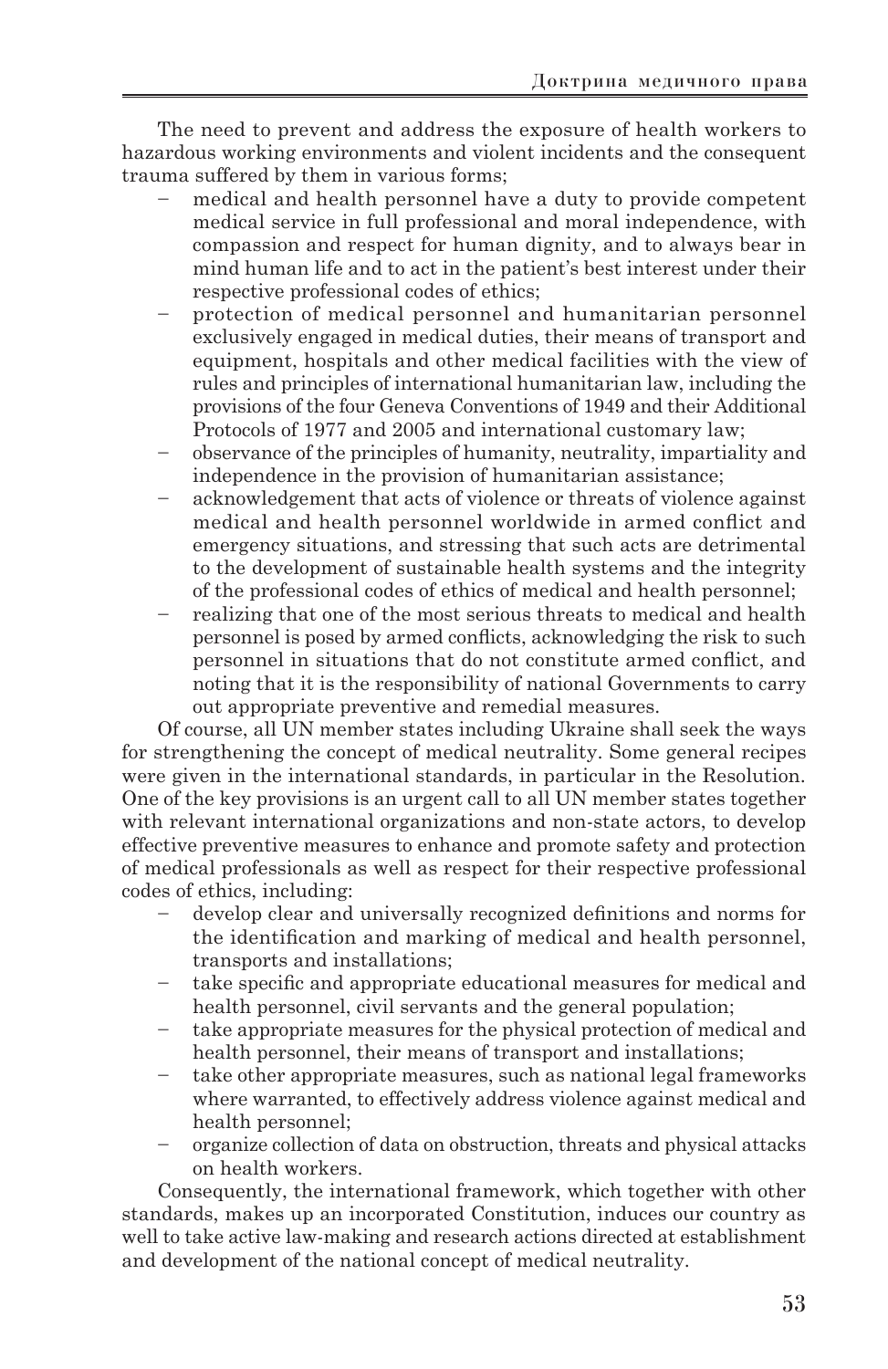The need to prevent and address the exposure of health workers to hazardous working environments and violent incidents and the consequent trauma suffered by them in various forms;

- medical and health personnel have a duty to provide competent medical service in full professional and moral independence, with compassion and respect for human dignity, and to always bear in mind human life and to act in the patient's best interest under their respective professional codes of ethics;
- protection of medical personnel and humanitarian personnel exclusively engaged in medical duties, their means of transport and equipment, hospitals and other medical facilities with the view of rules and principles of international humanitarian law, including the provisions of the four Geneva Conventions of 1949 and their Additional Protocols of 1977 and 2005 and international customary law;
- observance of the principles of humanity, neutrality, impartiality and independence in the provision of humanitarian assistance;
- acknowledgement that acts of violence or threats of violence against medical and health personnel worldwide in armed conflict and emergency situations, and stressing that such acts are detrimental to the development of sustainable health systems and the integrity of the professional codes of ethics of medical and health personnel;
- realizing that one of the most serious threats to medical and health personnel is posed by armed conflicts, acknowledging the risk to such personnel in situations that do not constitute armed conflict, and noting that it is the responsibility of national Governments to carry out appropriate preventive and remedial measures.

Of course, all UN member states including Ukraine shall seek the ways for strengthening the concept of medical neutrality. Some general recipes were given in the international standards, in particular in the Resolution. One of the key provisions is an urgent call to all UN member states together with relevant international organizations and non-state actors, to develop effective preventive measures to enhance and promote safety and protection of medical professionals as well as respect for their respective professional codes of ethics, including:

- develop clear and universally recognized definitions and norms for the identification and marking of medical and health personnel, transports and installations;
- take specific and appropriate educational measures for medical and health personnel, civil servants and the general population;
- take appropriate measures for the physical protection of medical and health personnel, their means of transport and installations;
- take other appropriate measures, such as national legal frameworks where warranted, to effectively address violence against medical and health personnel;
- organize collection of data on obstruction, threats and physical attacks on health workers.

Consequently, the international framework, which together with other standards, makes up an incorporated Constitution, induces our country as well to take active law-making and research actions directed at establishment and development of the national concept of medical neutrality.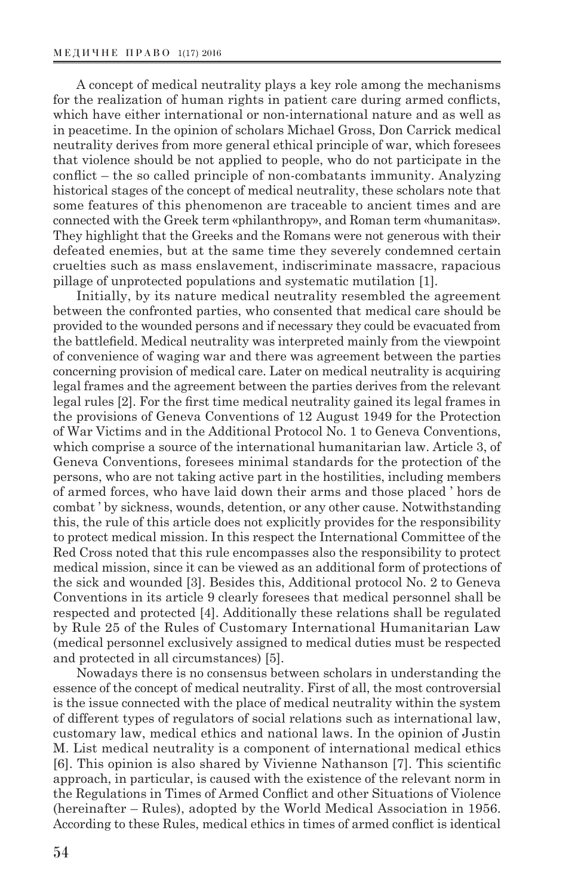A concept of medical neutrality plays a key role among the mechanisms for the realization of human rights in patient care during armed conflicts, which have either international or non-international nature and as well as in peacetime. In the opinion of scholars Michael Gross, Don Carrick medical neutrality derives from more general ethical principle of war, which foresees that violence should be not applied to people, who do not participate in the conflict – the so called principle of non-combatants immunity. Analyzing historical stages of the concept of medical neutrality, these scholars note that some features of this phenomenon are traceable to ancient times and are connected with the Greek term «philanthropy», and Roman term «humanitas». They highlight that the Greeks and the Romans were not generous with their defeated enemies, but at the same time they severely condemned certain cruelties such as mass enslavement, indiscriminate massacre, rapacious pillage of unprotected populations and systematic mutilation [1].

Initially, by its nature medical neutrality resembled the agreement between the confronted parties, who consented that medical care should be provided to the wounded persons and if necessary they could be evacuated from the battlefield. Medical neutrality was interpreted mainly from the viewpoint of convenience of waging war and there was agreement between the parties concerning provision of medical care. Later on medical neutrality is acquiring legal frames and the agreement between the parties derives from the relevant legal rules [2]. For the first time medical neutrality gained its legal frames in the provisions of Geneva Conventions of 12 August 1949 for the Protection of War Victims and in the Additional Protocol No. 1 to Geneva Conventions, which comprise a source of the international humanitarian law. Article 3, of Geneva Conventions, foresees minimal standards for the protection of the persons, who are not taking active part in the hostilities, including members of armed forces, who have laid down their arms and those placed ' hors de combat ' by sickness, wounds, detention, or any other cause. Notwithstanding this, the rule of this article does not explicitly provides for the responsibility to protect medical mission. In this respect the International Committee of the Red Cross noted that this rule encompasses also the responsibility to protect medical mission, since it can be viewed as an additional form of protections of the sick and wounded [3]. Besides this, Additional protocol No. 2 to Geneva Conventions in its article 9 clearly foresees that medical personnel shall be respected and protected [4]. Additionally these relations shall be regulated by Rule 25 of the Rules of Customary International Humanitarian Law (medical personnel exclusively assigned to medical duties must be respected and protected in all circumstances) [5].

Nowadays there is no consensus between scholars in understanding the essence of the concept of medical neutrality. First of all, the most controversial is the issue connected with the place of medical neutrality within the system of different types of regulators of social relations such as international law, customary law, medical ethics and national laws. In the opinion of Justin M. List medical neutrality is a component of international medical ethics [6]. This opinion is also shared by Vivienne Nathanson [7]. This scientific approach, in particular, is caused with the existence of the relevant norm in the Regulations in Times of Armed Conflict and other Situations of Violence (hereinafter – Rules), adopted by the World Medical Association in 1956. According to these Rules, medical ethics in times of armed conflict is identical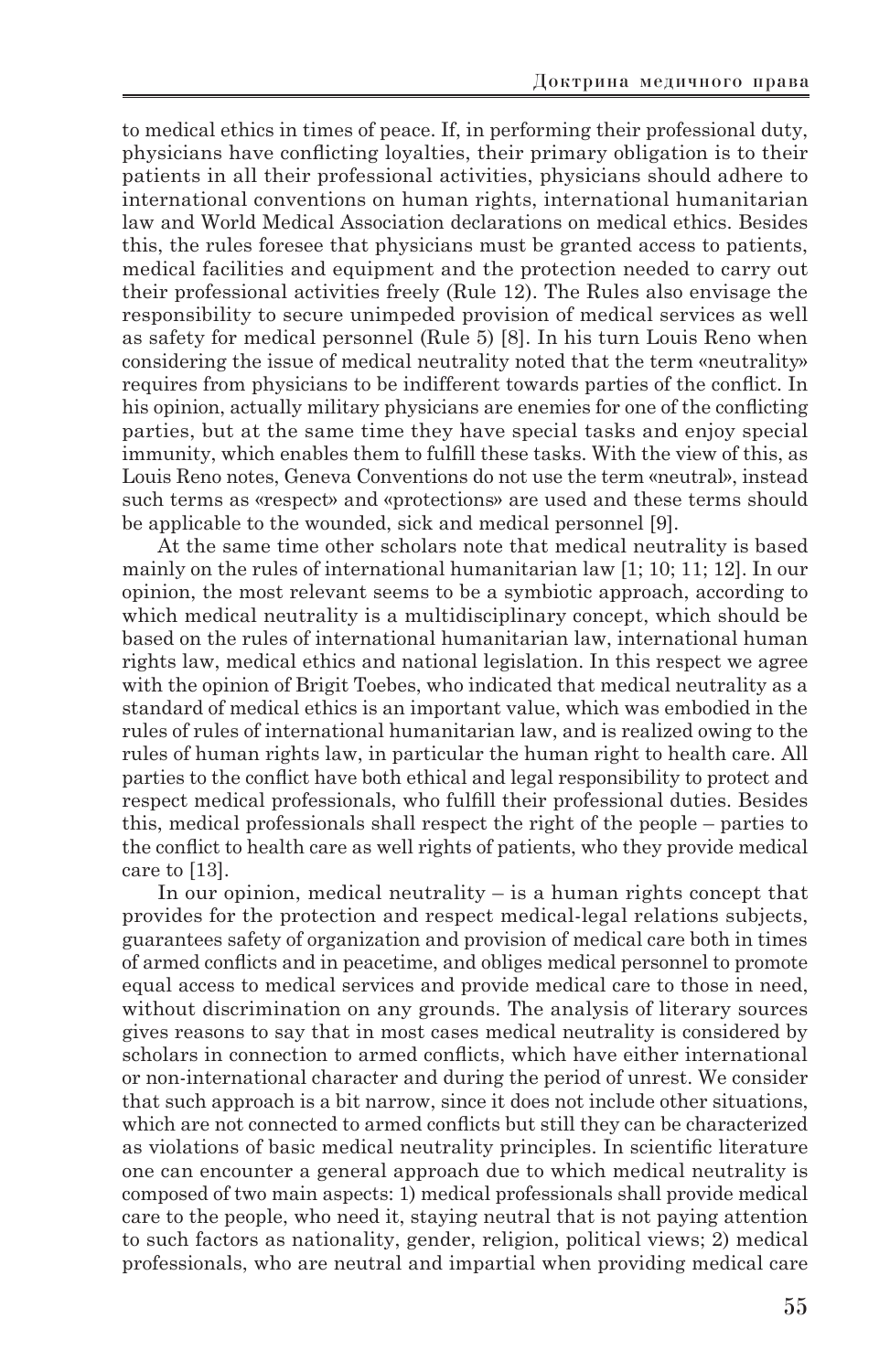to medical ethics in times of peace. If, in performing their professional duty, physicians have conflicting loyalties, their primary obligation is to their patients in all their professional activities, physicians should adhere to international conventions on human rights, international humanitarian law and World Medical Association declarations on medical ethics. Besides this, the rules foresee that physicians must be granted access to patients, medical facilities and equipment and the protection needed to carry out their professional activities freely (Rule 12). The Rules also envisage the responsibility to secure unimpeded provision of medical services as well as safety for medical personnel (Rule 5) [8]. In his turn Louis Reno when considering the issue of medical neutrality noted that the term «neutrality» requires from physicians to be indifferent towards parties of the conflict. In his opinion, actually military physicians are enemies for one of the conflicting parties, but at the same time they have special tasks and enjoy special immunity, which enables them to fulfill these tasks. With the view of this, as Louis Reno notes, Geneva Conventions do not use the term «neutral», instead such terms as «respect» and «protections» are used and these terms should be applicable to the wounded, sick and medical personnel [9].

At the same time other scholars note that medical neutrality is based mainly on the rules of international humanitarian law [1; 10; 11; 12]. In our opinion, the most relevant seems to be a symbiotic approach, according to which medical neutrality is a multidisciplinary concept, which should be based on the rules of international humanitarian law, international human rights law, medical ethics and national legislation. In this respect we agree with the opinion of Brigit Toebes, who indicated that medical neutrality as a standard of medical ethics is an important value, which was embodied in the rules of rules of international humanitarian law, and is realized owing to the rules of human rights law, in particular the human right to health care. All parties to the conflict have both ethical and legal responsibility to protect and respect medical professionals, who fulfill their professional duties. Besides this, medical professionals shall respect the right of the people – parties to the conflict to health care as well rights of patients, who they provide medical care to [13].

In our opinion, medical neutrality – is a human rights concept that provides for the protection and respect medical-legal relations subjects, guarantees safety of organization and provision of medical care both in times of armed conflicts and in peacetime, and obliges medical personnel to promote equal access to medical services and provide medical care to those in need, without discrimination on any grounds. The analysis of literary sources gives reasons to say that in most cases medical neutrality is considered by scholars in connection to armed conflicts, which have either international or non-international character and during the period of unrest. We consider that such approach is a bit narrow, since it does not include other situations, which are not connected to armed conflicts but still they can be characterized as violations of basic medical neutrality principles. In scientific literature one can encounter a general approach due to which medical neutrality is composed of two main aspects: 1) medical professionals shall provide medical care to the people, who need it, staying neutral that is not paying attention to such factors as nationality, gender, religion, political views; 2) medical professionals, who are neutral and impartial when providing medical care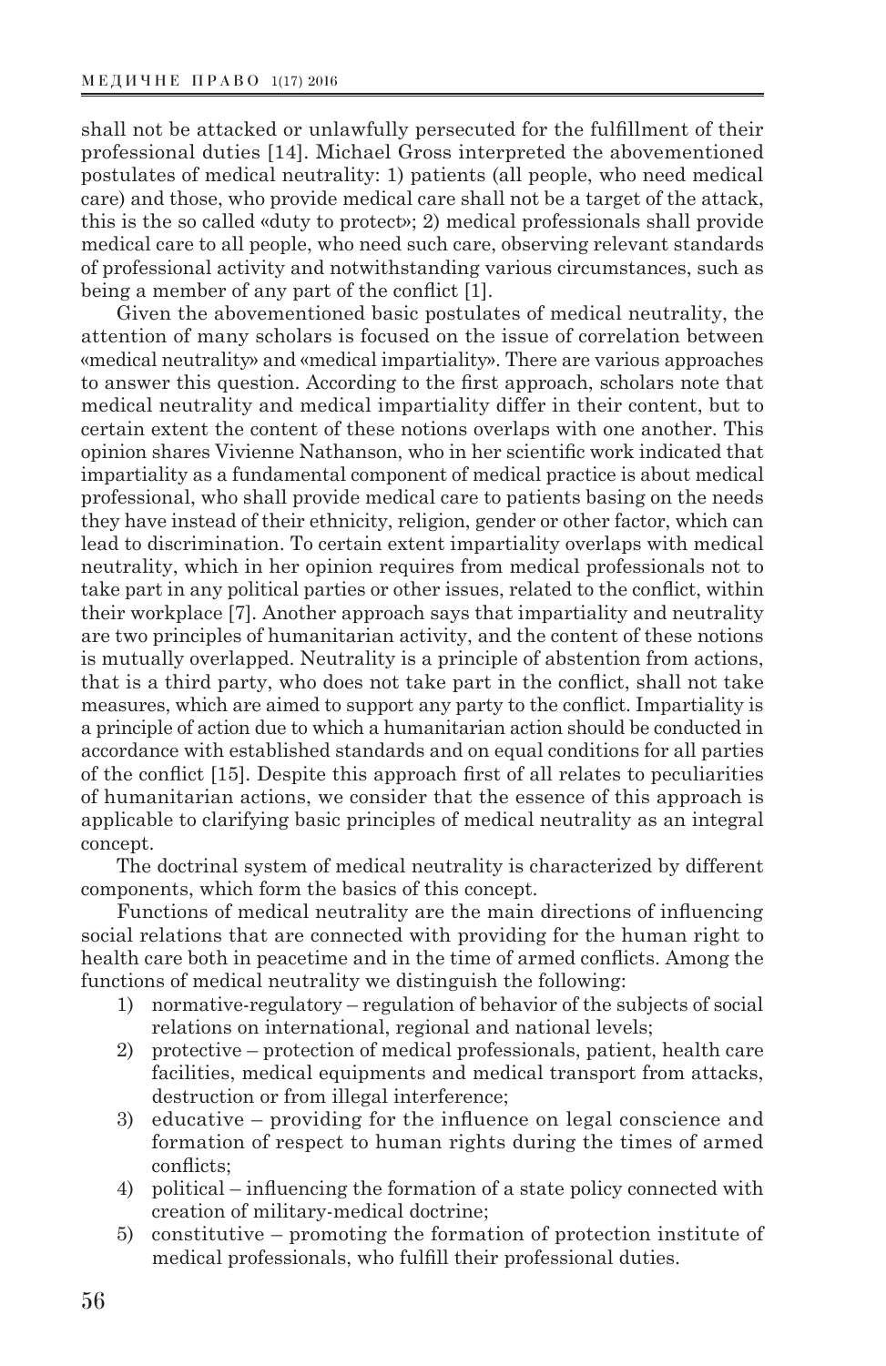shall not be attacked or unlawfully persecuted for the fulfillment of their professional duties [14]. Michael Gross interpreted the abovementioned postulates of medical neutrality: 1) patients (all people, who need medical care) and those, who provide medical care shall not be a target of the attack, this is the so called «duty to protect»; 2) medical professionals shall provide medical care to all people, who need such care, observing relevant standards of professional activity and notwithstanding various circumstances, such as being a member of any part of the conflict [1].

Given the abovementioned basic postulates of medical neutrality, the attention of many scholars is focused on the issue of correlation between «medical neutrality» and «medical impartiality». There are various approaches to answer this question. According to the first approach, scholars note that medical neutrality and medical impartiality differ in their content, but to certain extent the content of these notions overlaps with one another. This opinion shares Vivienne Nathanson, who in her scientific work indicated that impartiality as a fundamental component of medical practice is about medical professional, who shall provide medical care to patients basing on the needs they have instead of their ethnicity, religion, gender or other factor, which can lead to discrimination. To certain extent impartiality overlaps with medical neutrality, which in her opinion requires from medical professionals not to take part in any political parties or other issues, related to the conflict, within their workplace [7]. Another approach says that impartiality and neutrality are two principles of humanitarian activity, and the content of these notions is mutually overlapped. Neutrality is a principle of abstention from actions, that is a third party, who does not take part in the conflict, shall not take measures, which are aimed to support any party to the conflict. Impartiality is a principle of action due to which a humanitarian action should be conducted in accordance with established standards and on equal conditions for all parties of the conflict [15]. Despite this approach first of all relates to peculiarities of humanitarian actions, we consider that the essence of this approach is applicable to clarifying basic principles of medical neutrality as an integral concept.

The doctrinal system of medical neutrality is characterized by different components, which form the basics of this concept.

Functions of medical neutrality are the main directions of influencing social relations that are connected with providing for the human right to health care both in peacetime and in the time of armed conflicts. Among the functions of medical neutrality we distinguish the following:

1) normative-regulatory – regulation of behavior of the subjects of social relations on international, regional and national levels;
2) protective – protection of medical professionals, patient, health care facilities, medical equipments and medical transport from attacks, destruction or from illegal interference;
3) educative – providing for the influence on legal conscience and formation of respect to human rights during the times of armed conflicts;
4) political – influencing the formation of a state policy connected with creation of military-medical doctrine;
5) constitutive – promoting the formation of protection institute of medical professionals, who fulfill their professional duties.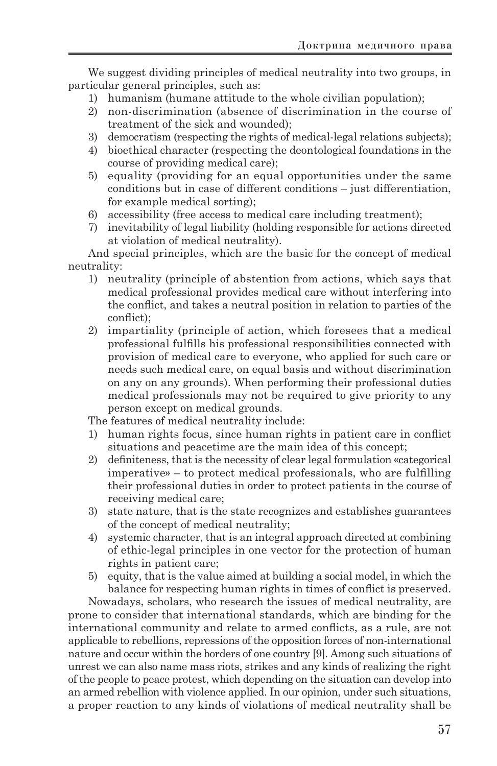We suggest dividing principles of medical neutrality into two groups, in particular general principles, such as:

1) humanism (humane attitude to the whole civilian population);
2) non-discrimination (absence of discrimination in the course of treatment of the sick and wounded);
3) democratism (respecting the rights of medical-legal relations subjects);
4) bioethical character (respecting the deontological foundations in the course of providing medical care);
5) equality (providing for an equal opportunities under the same conditions but in case of different conditions – just differentiation, for example medical sorting);
6) accessibility (free access to medical care including treatment);
7) inevitability of legal liability (holding responsible for actions directed at violation of medical neutrality).

And special principles, which are the basic for the concept of medical neutrality:

1) neutrality (principle of abstention from actions, which says that medical professional provides medical care without interfering into the conflict, and takes a neutral position in relation to parties of the conflict);
2) impartiality (principle of action, which foresees that a medical professional fulfills his professional responsibilities connected with provision of medical care to everyone, who applied for such care or needs such medical care, on equal basis and without discrimination on any on any grounds). When performing their professional duties medical professionals may not be required to give priority to any person except on medical grounds.

The features of medical neutrality include:

1) human rights focus, since human rights in patient care in conflict situations and peacetime are the main idea of this concept;
2) definiteness, that is the necessity of clear legal formulation «categorical imperative» – to protect medical professionals, who are fulfilling their professional duties in order to protect patients in the course of receiving medical care;
3) state nature, that is the state recognizes and establishes guarantees of the concept of medical neutrality;
4) systemic character, that is an integral approach directed at combining of ethic-legal principles in one vector for the protection of human rights in patient care;
5) equity, that is the value aimed at building a social model, in which the balance for respecting human rights in times of conflict is preserved.

Nowadays, scholars, who research the issues of medical neutrality, are prone to consider that international standards, which are binding for the international community and relate to armed conflicts, as a rule, are not applicable to rebellions, repressions of the opposition forces of non-international nature and occur within the borders of one country [9]. Among such situations of unrest we can also name mass riots, strikes and any kinds of realizing the right of the people to peace protest, which depending on the situation can develop into an armed rebellion with violence applied. In our opinion, under such situations, a proper reaction to any kinds of violations of medical neutrality shall be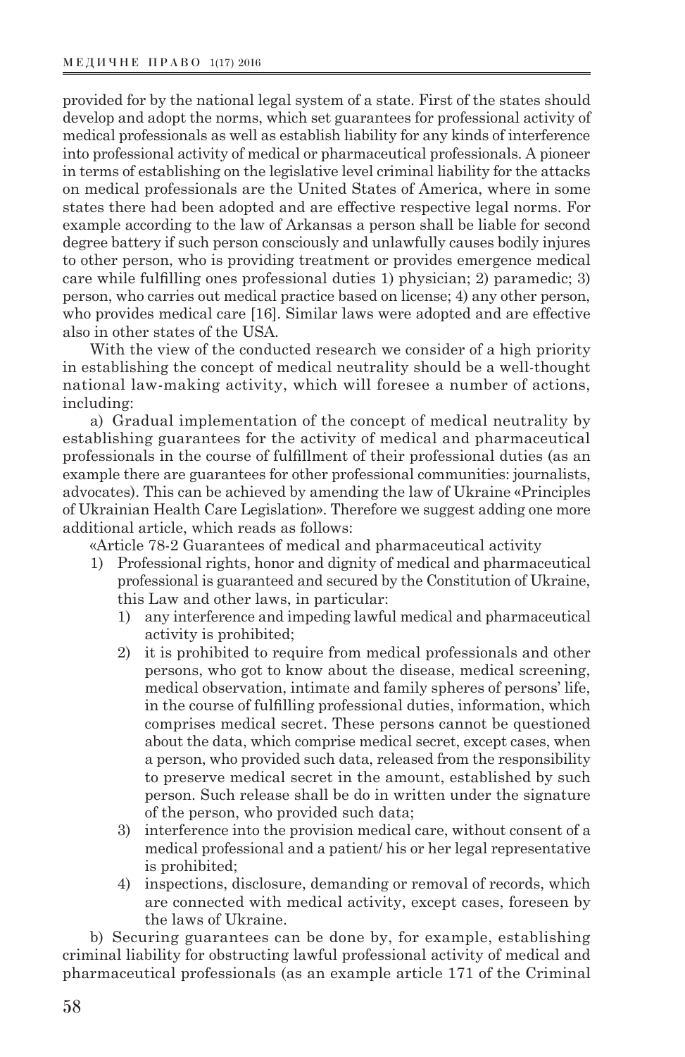provided for by the national legal system of a state. First of the states should develop and adopt the norms, which set guarantees for professional activity of medical professionals as well as establish liability for any kinds of interference into professional activity of medical or pharmaceutical professionals. A pioneer in terms of establishing on the legislative level criminal liability for the attacks on medical professionals are the United States of America, where in some states there had been adopted and are effective respective legal norms. For example according to the law of Arkansas a person shall be liable for second degree battery if such person consciously and unlawfully causes bodily injures to other person, who is providing treatment or provides emergence medical care while fulfilling ones professional duties 1) physician; 2) paramedic; 3) person, who carries out medical practice based on license; 4) any other person, who provides medical care [16]. Similar laws were adopted and are effective also in other states of the USA.

With the view of the conducted research we consider of a high priority in establishing the concept of medical neutrality should be a well-thought national law-making activity, which will foresee a number of actions, including:

a) Gradual implementation of the concept of medical neutrality by establishing guarantees for the activity of medical and pharmaceutical professionals in the course of fulfillment of their professional duties (as an example there are guarantees for other professional communities: journalists, advocates). This can be achieved by amending the law of Ukraine «Principles of Ukrainian Health Care Legislation». Therefore we suggest adding one more additional article, which reads as follows:

«Article 78-2 Guarantees of medical and pharmaceutical activity

1) Professional rights, honor and dignity of medical and pharmaceutical professional is guaranteed and secured by the Constitution of Ukraine, this Law and other laws, in particular:
   1) any interference and impeding lawful medical and pharmaceutical activity is prohibited;
   2) it is prohibited to require from medical professionals and other persons, who got to know about the disease, medical screening, medical observation, intimate and family spheres of persons' life, in the course of fulfilling professional duties, information, which comprises medical secret. These persons cannot be questioned about the data, which comprise medical secret, except cases, when a person, who provided such data, released from the responsibility to preserve medical secret in the amount, established by such person. Such release shall be do in written under the signature of the person, who provided such data;
   3) interference into the provision medical care, without consent of a medical professional and a patient/ his or her legal representative is prohibited;
   4) inspections, disclosure, demanding or removal of records, which are connected with medical activity, except cases, foreseen by the laws of Ukraine.

b) Securing guarantees can be done by, for example, establishing criminal liability for obstructing lawful professional activity of medical and pharmaceutical professionals (as an example article 171 of the Criminal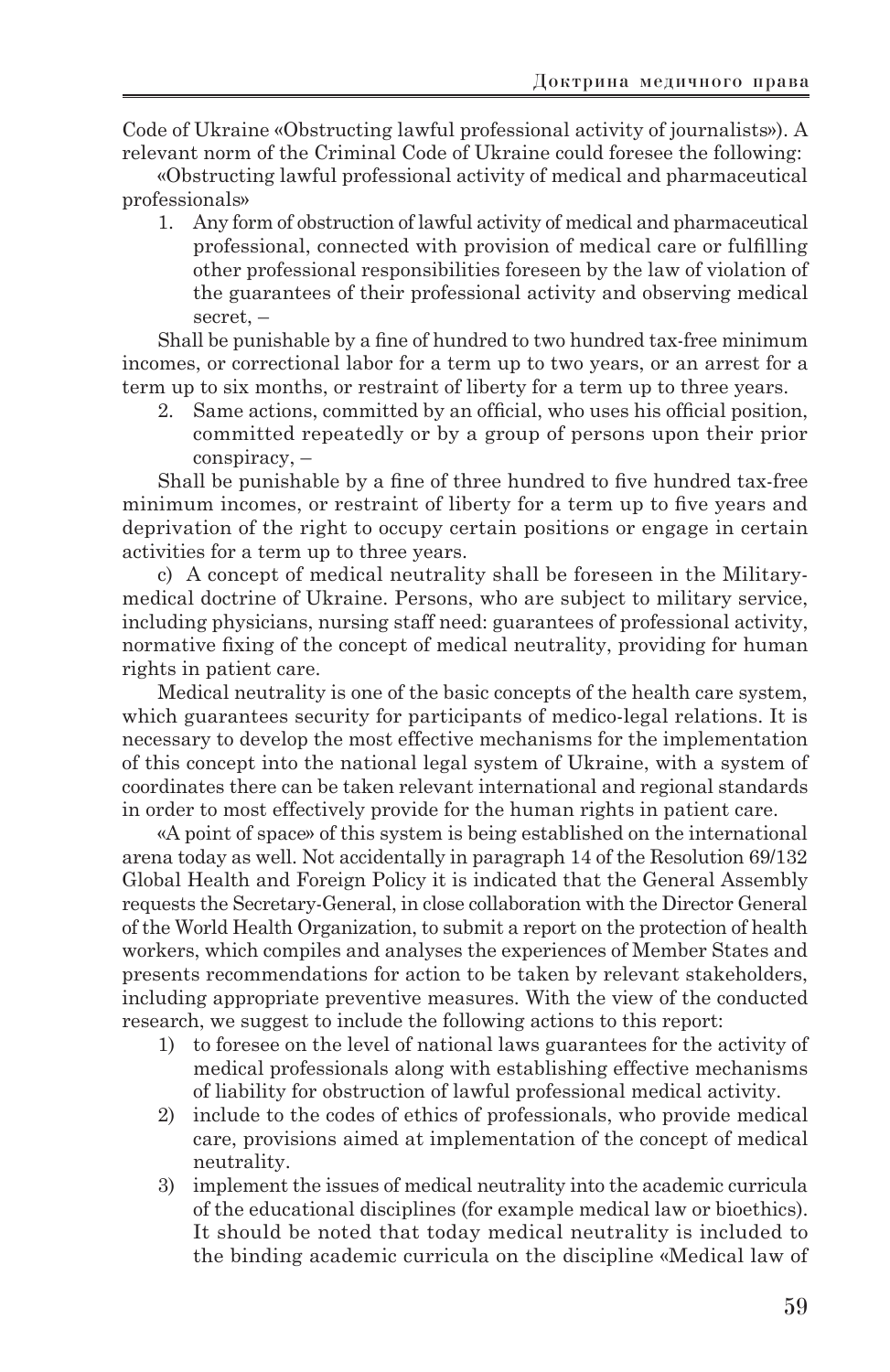Code of Ukraine «Obstructing lawful professional activity of journalists»). A relevant norm of the Criminal Code of Ukraine could foresee the following:

«Obstructing lawful professional activity of medical and pharmaceutical professionals»

1. Any form of obstruction of lawful activity of medical and pharmaceutical professional, connected with provision of medical care or fulfilling other professional responsibilities foreseen by the law of violation of the guarantees of their professional activity and observing medical secret, –

Shall be punishable by a fine of hundred to two hundred tax-free minimum incomes, or correctional labor for a term up to two years, or an arrest for a term up to six months, or restraint of liberty for a term up to three years.

2. Same actions, committed by an official, who uses his official position, committed repeatedly or by a group of persons upon their prior conspiracy, –

Shall be punishable by a fine of three hundred to five hundred tax-free minimum incomes, or restraint of liberty for a term up to five years and deprivation of the right to occupy certain positions or engage in certain activities for a term up to three years.

c) A concept of medical neutrality shall be foreseen in the Military-medical doctrine of Ukraine. Persons, who are subject to military service, including physicians, nursing staff need: guarantees of professional activity, normative fixing of the concept of medical neutrality, providing for human rights in patient care.

Medical neutrality is one of the basic concepts of the health care system, which guarantees security for participants of medico-legal relations. It is necessary to develop the most effective mechanisms for the implementation of this concept into the national legal system of Ukraine, with a system of coordinates there can be taken relevant international and regional standards in order to most effectively provide for the human rights in patient care.

«A point of space» of this system is being established on the international arena today as well. Not accidentally in paragraph 14 of the Resolution 69/132 Global Health and Foreign Policy it is indicated that the General Assembly requests the Secretary-General, in close collaboration with the Director General of the World Health Organization, to submit a report on the protection of health workers, which compiles and analyses the experiences of Member States and presents recommendations for action to be taken by relevant stakeholders, including appropriate preventive measures. With the view of the conducted research, we suggest to include the following actions to this report:

1) to foresee on the level of national laws guarantees for the activity of medical professionals along with establishing effective mechanisms of liability for obstruction of lawful professional medical activity.
2) include to the codes of ethics of professionals, who provide medical care, provisions aimed at implementation of the concept of medical neutrality.
3) implement the issues of medical neutrality into the academic curricula of the educational disciplines (for example medical law or bioethics). It should be noted that today medical neutrality is included to the binding academic curricula on the discipline «Medical law of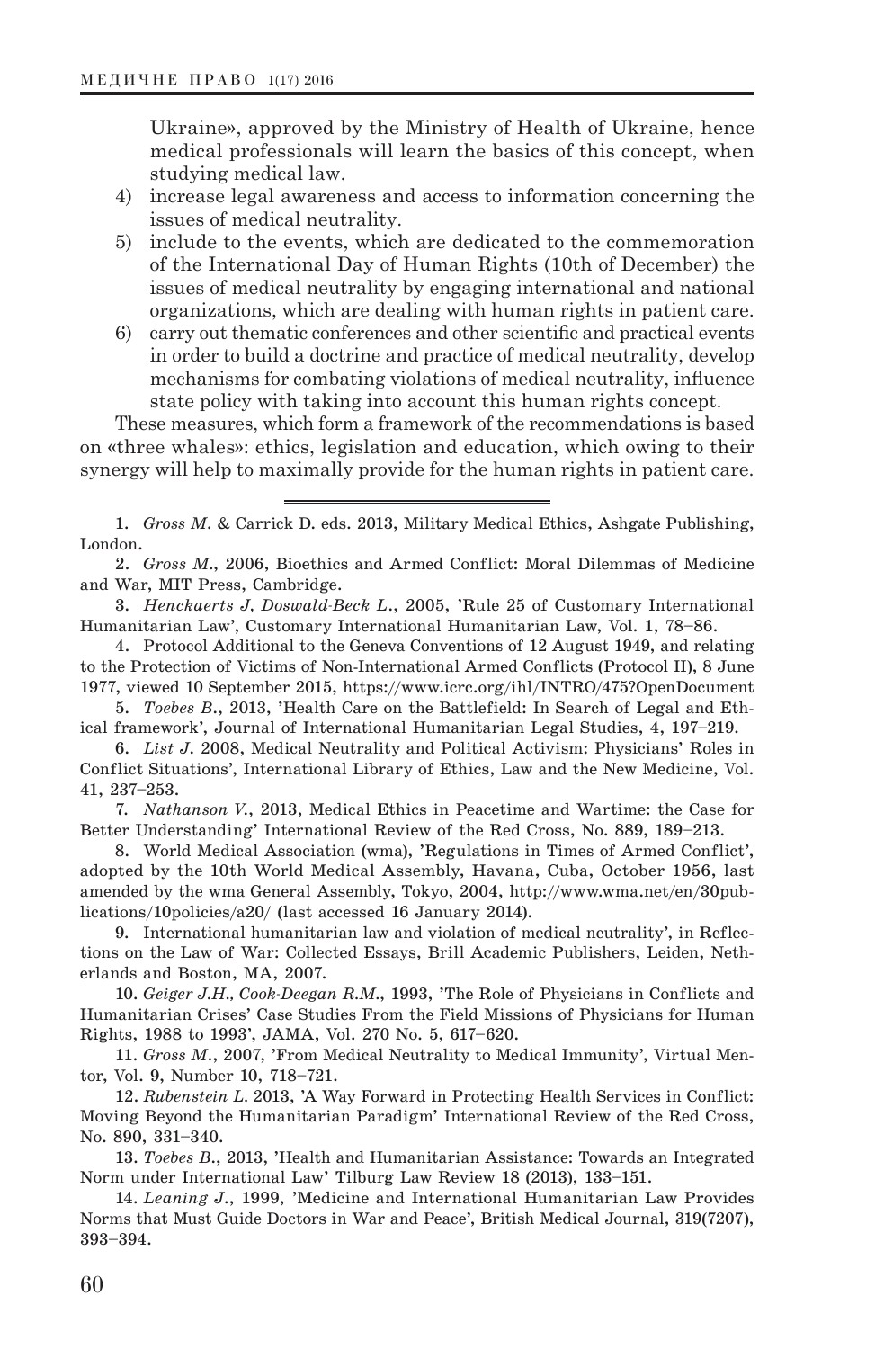Ukraine», approved by the Ministry of Health of Ukraine, hence medical professionals will learn the basics of this concept, when studying medical law.

4) increase legal awareness and access to information concerning the issues of medical neutrality.
5) include to the events, which are dedicated to the commemoration of the International Day of Human Rights (10th of December) the issues of medical neutrality by engaging international and national organizations, which are dealing with human rights in patient care.
6) carry out thematic conferences and other scientific and practical events in order to build a doctrine and practice of medical neutrality, develop mechanisms for combating violations of medical neutrality, influence state policy with taking into account this human rights concept.

These measures, which form a framework of the recommendations is based on «three whales»: ethics, legislation and education, which owing to their synergy will help to maximally provide for the human rights in patient care.

---

1. *Gross M.* & Carrick D. eds. 2013, Military Medical Ethics, Ashgate Publishing, London.

2. *Gross M.*, 2006, Bioethics and Armed Conflict: Moral Dilemmas of Medicine and War, MIT Press, Cambridge.

3. *Henckaerts J, Doswald-Beck L.*, 2005, 'Rule 25 of Customary International Humanitarian Law', Customary International Humanitarian Law, Vol. 1, 78–86.

4. Protocol Additional to the Geneva Conventions of 12 August 1949, and relating to the Protection of Victims of Non-International Armed Conflicts (Protocol II), 8 June 1977, viewed 10 September 2015, https://www.icrc.org/ihl/INTRO/475?OpenDocument

5. *Toebes B.*, 2013, 'Health Care on the Battlefield: In Search of Legal and Ethical framework', Journal of International Humanitarian Legal Studies, 4, 197–219.

6. *List J.* 2008, Medical Neutrality and Political Activism: Physicians' Roles in Conflict Situations', International Library of Ethics, Law and the New Medicine, Vol. 41, 237–253.

7. *Nathanson V.*, 2013, Medical Ethics in Peacetime and Wartime: the Case for Better Understanding' International Review of the Red Cross, No. 889, 189–213.

8. World Medical Association (wma), 'Regulations in Times of Armed Conflict', adopted by the 10th World Medical Assembly, Havana, Cuba, October 1956, last amended by the wma General Assembly, Tokyo, 2004, http://www.wma.net/en/30publications/10policies/a20/ (last accessed 16 January 2014).

9. International humanitarian law and violation of medical neutrality', in Reflections on the Law of War: Collected Essays, Brill Academic Publishers, Leiden, Netherlands and Boston, MA, 2007.

10. *Geiger J.H., Cook-Deegan R.M.*, 1993, 'The Role of Physicians in Conflicts and Humanitarian Crises' Case Studies From the Field Missions of Physicians for Human Rights, 1988 to 1993', JAMA, Vol. 270 No. 5, 617–620.

11. *Gross M.*, 2007, 'From Medical Neutrality to Medical Immunity', Virtual Mentor, Vol. 9, Number 10, 718–721.

12. *Rubenstein L.* 2013, 'A Way Forward in Protecting Health Services in Conflict: Moving Beyond the Humanitarian Paradigm' International Review of the Red Cross, No. 890, 331–340.

13. *Toebes B.*, 2013, 'Health and Humanitarian Assistance: Towards an Integrated Norm under International Law' Tilburg Law Review 18 (2013), 133–151.

14. *Leaning J.*, 1999, 'Medicine and International Humanitarian Law Provides Norms that Must Guide Doctors in War and Peace', British Medical Journal, 319(7207), 393–394.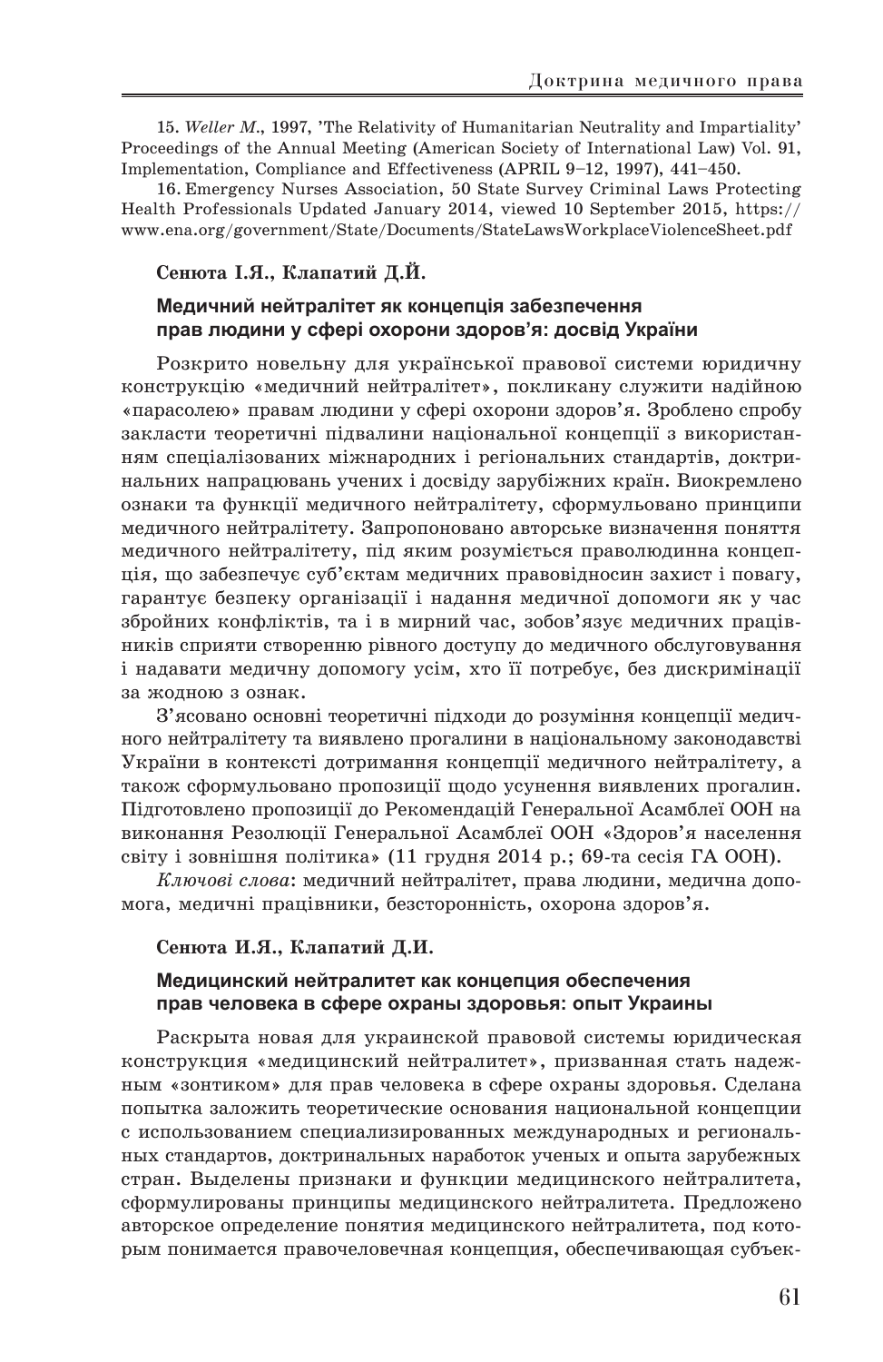15. *Weller M.*, 1997, 'The Relativity of Humanitarian Neutrality and Impartiality' Proceedings of the Annual Meeting (American Society of International Law) Vol. 91, Implementation, Compliance and Effectiveness (APRIL 9–12, 1997), 441–450.

16. Emergency Nurses Association, 50 State Survey Criminal Laws Protecting Health Professionals Updated January 2014, viewed 10 September 2015, https://www.ena.org/government/State/Documents/StateLawsWorkplaceViolenceSheet.pdf

**Сенюта І.Я., Клапатий Д.Й.**

### Медичний нейтралітет як концепція забезпечення прав людини у сфері охорони здоров'я: досвід України

Розкрито новельну для української правової системи юридичну конструкцію «медичний нейтралітет», покликану служити надійною «парасолею» правам людини у сфері охорони здоров'я. Зроблено спробу закласти теоретичні підвалини національної концепції з використанням спеціалізованих міжнародних і регіональних стандартів, доктринальних напрацювань учених і досвіду зарубіжних країн. Виокремлено ознаки та функції медичного нейтралітету, сформульовано принципи медичного нейтралітету. Запропоновано авторське визначення поняття медичного нейтралітету, під яким розуміється праволюдинна концепція, що забезпечує суб'єктам медичних правовідносин захист і повагу, гарантує безпеку організації і надання медичної допомоги як у час збройних конфліктів, та і в мирний час, зобов'язує медичних працівників сприяти створенню рівного доступу до медичного обслуговування і надавати медичну допомогу усім, хто її потребує, без дискримінації за жодною з ознак.

З'ясовано основні теоретичні підходи до розуміння концепції медичного нейтралітету та виявлено прогалини в національному законодавстві України в контексті дотримання концепції медичного нейтралітету, а також сформульовано пропозиції щодо усунення виявлених прогалин. Підготовлено пропозиції до Рекомендацій Генеральної Асамблеї ООН на виконання Резолюції Генеральної Асамблеї ООН «Здоров'я населення світу і зовнішня політика» (11 грудня 2014 р.; 69-та сесія ГА ООН).

*Ключові слова*: медичний нейтралітет, права людини, медична допомога, медичні працівники, безсторонність, охорона здоров'я.

**Сенюта И.Я., Клапатий Д.И.**

### Медицинский нейтралитет как концепция обеспечения прав человека в сфере охраны здоровья: опыт Украины

Раскрыта новая для украинской правовой системы юридическая конструкция «медицинский нейтралитет», призванная стать надежным «зонтиком» для прав человека в сфере охраны здоровья. Сделана попытка заложить теоретические основания национальной концепции с использованием специализированных международных и региональных стандартов, доктринальных наработок ученых и опыта зарубежных стран. Выделены признаки и функции медицинского нейтралитета, сформулированы принципы медицинского нейтралитета. Предложено авторское определение понятия медицинского нейтралитета, под которым понимается правочеловечная концепция, обеспечивающая субъек-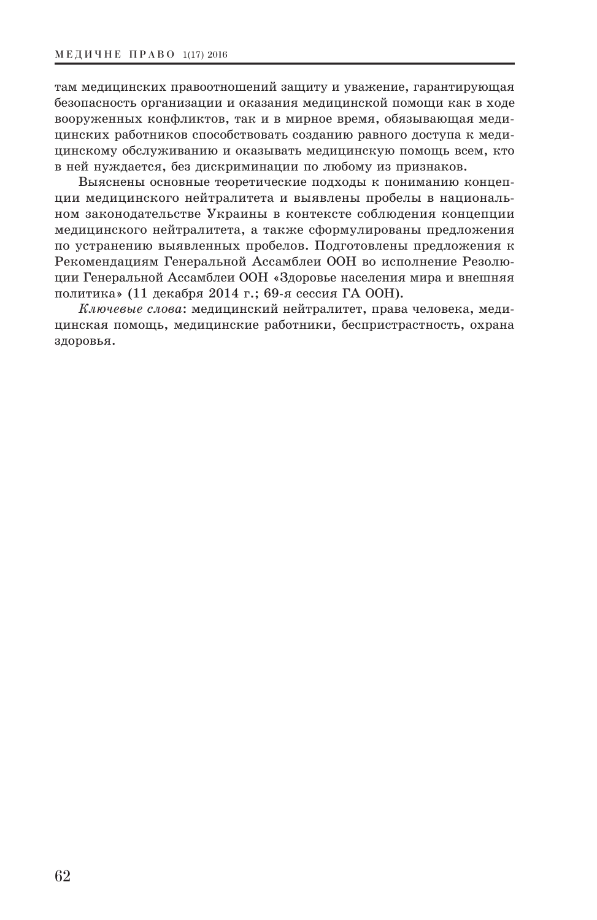там медицинских правоотношений защиту и уважение, гарантирующая безопасность организации и оказания медицинской помощи как в ходе вооруженных конфликтов, так и в мирное время, обязывающая медицинских работников способствовать созданию равного доступа к медицинскому обслуживанию и оказывать медицинскую помощь всем, кто в ней нуждается, без дискриминации по любому из признаков.

Выяснены основные теоретические подходы к пониманию концепции медицинского нейтралитета и выявлены пробелы в национальном законодательстве Украины в контексте соблюдения концепции медицинского нейтралитета, а также сформулированы предложения по устранению выявленных пробелов. Подготовлены предложения к Рекомендациям Генеральной Ассамблеи ООН во исполнение Резолюции Генеральной Ассамблеи ООН «Здоровье населения мира и внешняя политика» (11 декабря 2014 г.; 69-я сессия ГА ООН).

*Ключевые слова*: медицинский нейтралитет, права человека, медицинская помощь, медицинские работники, беспристрастность, охрана здоровья.